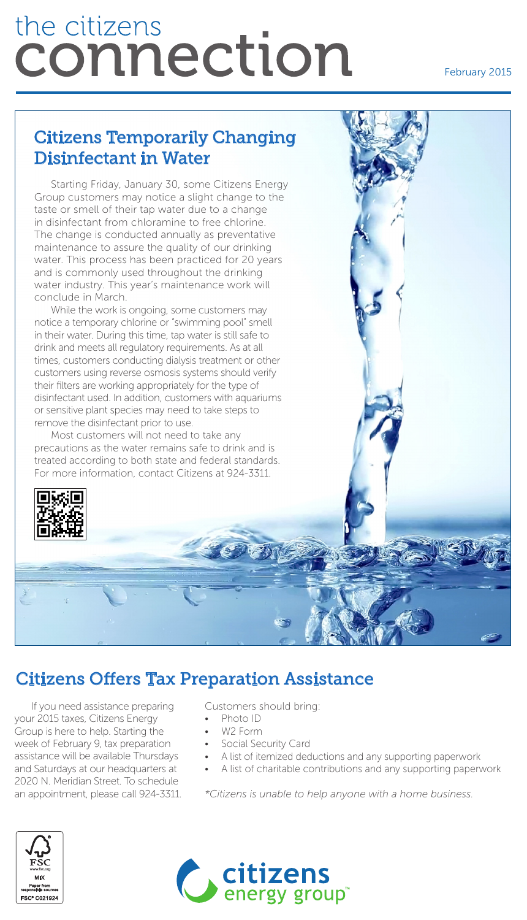# the citizens connection

February 2015

## Citizens Temporarily Changing Disinfectant in Water

Starting Friday, January 30, some Citizens Energy Group customers may notice a slight change to the taste or smell of their tap water due to a change in disinfectant from chloramine to free chlorine. The change is conducted annually as preventative maintenance to assure the quality of our drinking water. This process has been practiced for 20 years and is commonly used throughout the drinking water industry. This year's maintenance work will conclude in March.

While the work is ongoing, some customers may notice a temporary chlorine or "swimming pool" smell in their water. During this time, tap water is still safe to drink and meets all regulatory requirements. As at all times, customers conducting dialysis treatment or other customers using reverse osmosis systems should verify their filters are working appropriately for the type of disinfectant used. In addition, customers with aquariums or sensitive plant species may need to take steps to remove the disinfectant prior to use.

Most customers will not need to take any precautions as the water remains safe to drink and is treated according to both state and federal standards. For more information, contact Citizens at 924-3311.

## Citizens Offers Tax Preparation Assistance

If you need assistance preparing your 2015 taxes, Citizens Energy Group is here to help. Starting the week of February 9, tax preparation assistance will be available Thursdays and Saturdays at our headquarters at 2020 N. Meridian Street. To schedule an appointment, please call 924-3311.

Customers should bring:

- Photo ID
- W2 Form
- Social Security Card
- A list of itemized deductions and any supporting paperwork
- A list of charitable contributions and any supporting paperwork

*\*Citizens is unable to help anyone with a home business.*

FSC www.fsc.org MIX Paper from responsible sources FSC® C021924

citizens energy group™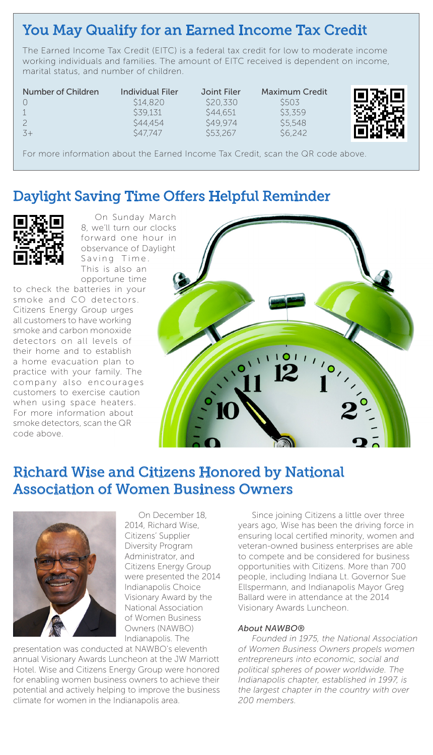## You May Qualify for an Earned Income Tax Credit

The Earned Income Tax Credit (EITC) is a federal tax credit for low to moderate income working individuals and families. The amount of EITC received is dependent on income, marital status, and number of children.

| Number of Children | Individual Filer | Joint Filer | Maximum Credit |
|---|---|---|---|
| 0 | $14,820 | $20,330 | $503 |
| 1 | $39,131 | $44,651 | $3,359 |
| 2 | $44,454 | $49,974 | $5,548 |
| 3+ | $47,747 | $53,267 | $6,242 |

For more information about the Earned Income Tax Credit, scan the QR code above.

## Daylight Saving Time Offers Helpful Reminder

On Sunday March 8, we'll turn our clocks forward one hour in observance of Daylight Saving Time. This is also an opportune time to check the batteries in your smoke and CO detectors. Citizens Energy Group urges all customers to have working smoke and carbon monoxide detectors on all levels of their home and to establish a home evacuation plan to practice with your family. The company also encourages customers to exercise caution when using space heaters. For more information about smoke detectors, scan the QR code above.

## Richard Wise and Citizens Honored by National Association of Women Business Owners

On December 18, 2014, Richard Wise, Citizens' Supplier Diversity Program Administrator, and Citizens Energy Group were presented the 2014 Indianapolis Choice Visionary Award by the National Association of Women Business Owners (NAWBO) Indianapolis. The presentation was conducted at NAWBO's eleventh annual Visionary Awards Luncheon at the JW Marriott Hotel. Wise and Citizens Energy Group were honored for enabling women business owners to achieve their potential and actively helping to improve the business climate for women in the Indianapolis area.

Since joining Citizens a little over three years ago, Wise has been the driving force in ensuring local certified minority, women and veteran-owned business enterprises are able to compete and be considered for business opportunities with Citizens. More than 700 people, including Indiana Lt. Governor Sue Ellspermann, and Indianapolis Mayor Greg Ballard were in attendance at the 2014 Visionary Awards Luncheon.

### *About NAWBO®*

*Founded in 1975, the National Association of Women Business Owners propels women entrepreneurs into economic, social and political spheres of power worldwide. The Indianapolis chapter, established in 1997, is the largest chapter in the country with over 200 members.*